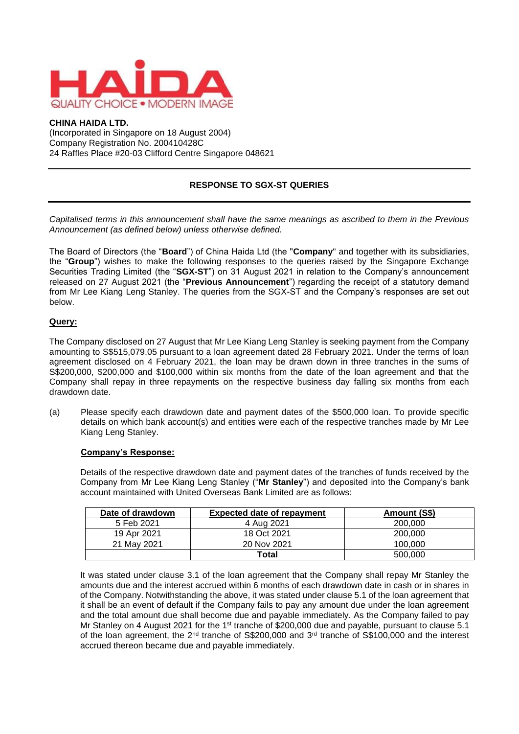HAiDA
QUALITY CHOICE • MODERN IMAGE

**CHINA HAIDA LTD.**
(Incorporated in Singapore on 18 August 2004)
Company Registration No. 200410428C
24 Raffles Place #20-03 Clifford Centre Singapore 048621

## RESPONSE TO SGX-ST QUERIES

*Capitalised terms in this announcement shall have the same meanings as ascribed to them in the Previous Announcement (as defined below) unless otherwise defined.*

The Board of Directors (the "**Board**") of China Haida Ltd (the "**Company**" and together with its subsidiaries, the "**Group**") wishes to make the following responses to the queries raised by the Singapore Exchange Securities Trading Limited (the "**SGX-ST**") on 31 August 2021 in relation to the Company's announcement released on 27 August 2021 (the "**Previous Announcement**") regarding the receipt of a statutory demand from Mr Lee Kiang Leng Stanley. The queries from the SGX-ST and the Company's responses are set out below.

**Query:**

The Company disclosed on 27 August that Mr Lee Kiang Leng Stanley is seeking payment from the Company amounting to S$515,079.05 pursuant to a loan agreement dated 28 February 2021. Under the terms of loan agreement disclosed on 4 February 2021, the loan may be drawn down in three tranches in the sums of S$200,000, $200,000 and $100,000 within six months from the date of the loan agreement and that the Company shall repay in three repayments on the respective business day falling six months from each drawdown date.

(a) Please specify each drawdown date and payment dates of the $500,000 loan. To provide specific details on which bank account(s) and entities were each of the respective tranches made by Mr Lee Kiang Leng Stanley.

**Company's Response:**

Details of the respective drawdown date and payment dates of the tranches of funds received by the Company from Mr Lee Kiang Leng Stanley ("**Mr Stanley**") and deposited into the Company's bank account maintained with United Overseas Bank Limited are as follows:

| Date of drawdown | Expected date of repayment | Amount (S$) |
|---|---|---|
| 5 Feb 2021 | 4 Aug 2021 | 200,000 |
| 19 Apr 2021 | 18 Oct 2021 | 200,000 |
| 21 May 2021 | 20 Nov 2021 | 100,000 |
| | **Total** | 500,000 |

It was stated under clause 3.1 of the loan agreement that the Company shall repay Mr Stanley the amounts due and the interest accrued within 6 months of each drawdown date in cash or in shares in of the Company. Notwithstanding the above, it was stated under clause 5.1 of the loan agreement that it shall be an event of default if the Company fails to pay any amount due under the loan agreement and the total amount due shall become due and payable immediately. As the Company failed to pay Mr Stanley on 4 August 2021 for the 1st tranche of $200,000 due and payable, pursuant to clause 5.1 of the loan agreement, the 2nd tranche of S$200,000 and 3rd tranche of S$100,000 and the interest accrued thereon became due and payable immediately.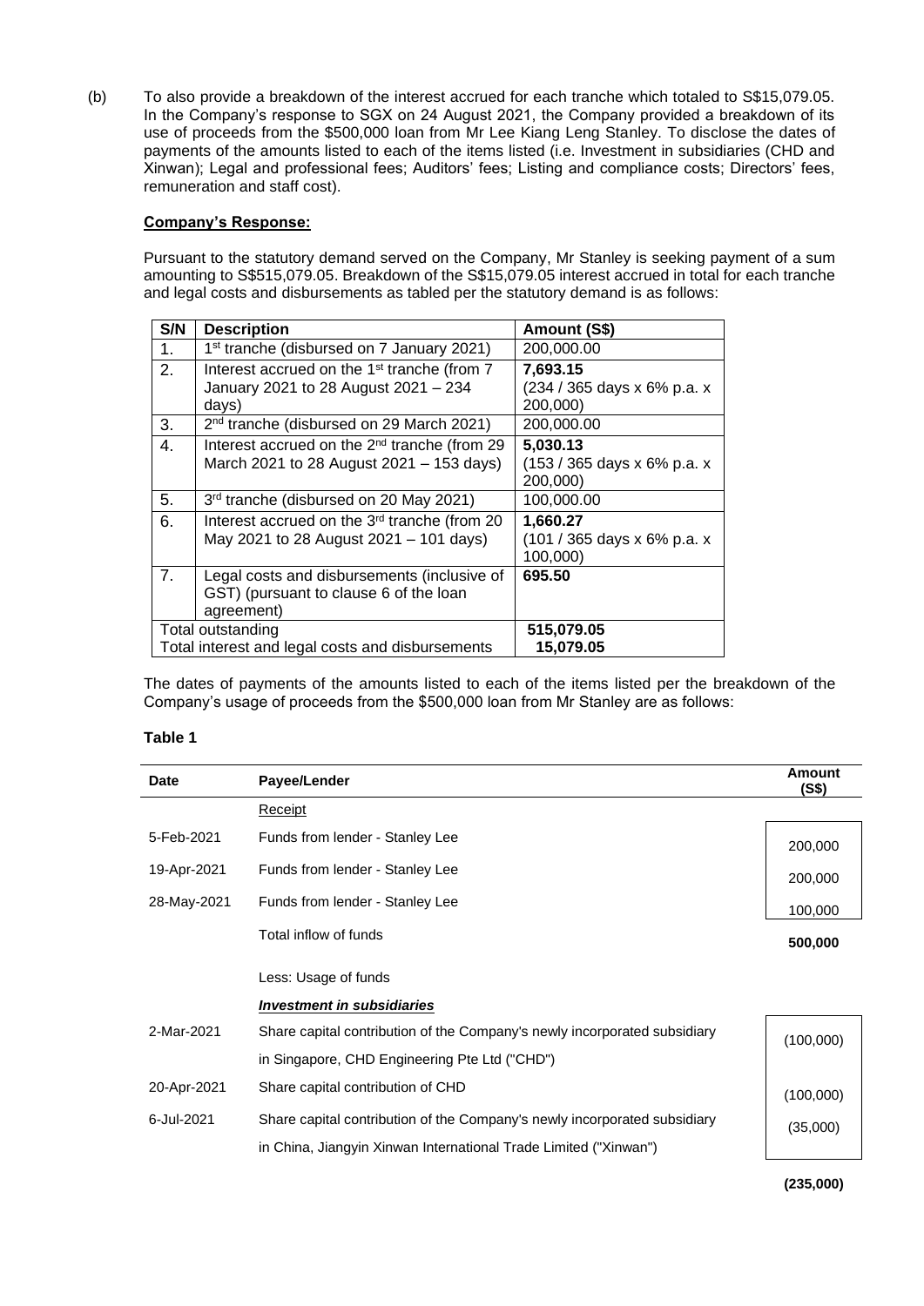(b) To also provide a breakdown of the interest accrued for each tranche which totaled to S$15,079.05. In the Company's response to SGX on 24 August 2021, the Company provided a breakdown of its use of proceeds from the $500,000 loan from Mr Lee Kiang Leng Stanley. To disclose the dates of payments of the amounts listed to each of the items listed (i.e. Investment in subsidiaries (CHD and Xinwan); Legal and professional fees; Auditors' fees; Listing and compliance costs; Directors' fees, remuneration and staff cost).

**Company's Response:**

Pursuant to the statutory demand served on the Company, Mr Stanley is seeking payment of a sum amounting to S$515,079.05. Breakdown of the S$15,079.05 interest accrued in total for each tranche and legal costs and disbursements as tabled per the statutory demand is as follows:

| S/N | Description | Amount (S$) |
|---|---|---|
| 1. | 1st tranche (disbursed on 7 January 2021) | 200,000.00 |
| 2. | Interest accrued on the 1st tranche (from 7 January 2021 to 28 August 2021 – 234 days) | **7,693.15** (234 / 365 days x 6% p.a. x 200,000) |
| 3. | 2nd tranche (disbursed on 29 March 2021) | 200,000.00 |
| 4. | Interest accrued on the 2nd tranche (from 29 March 2021 to 28 August 2021 – 153 days) | **5,030.13** (153 / 365 days x 6% p.a. x 200,000) |
| 5. | 3rd tranche (disbursed on 20 May 2021) | 100,000.00 |
| 6. | Interest accrued on the 3rd tranche (from 20 May 2021 to 28 August 2021 – 101 days) | **1,660.27** (101 / 365 days x 6% p.a. x 100,000) |
| 7. | Legal costs and disbursements (inclusive of GST) (pursuant to clause 6 of the loan agreement) | **695.50** |
| Total outstanding | | **515,079.05** |
| Total interest and legal costs and disbursements | | **15,079.05** |

The dates of payments of the amounts listed to each of the items listed per the breakdown of the Company's usage of proceeds from the $500,000 loan from Mr Stanley are as follows:

**Table 1**

| Date | Payee/Lender | Amount (S$) |
|---|---|---|
| | Receipt | |
| 5-Feb-2021 | Funds from lender - Stanley Lee | 200,000 |
| 19-Apr-2021 | Funds from lender - Stanley Lee | 200,000 |
| 28-May-2021 | Funds from lender - Stanley Lee | 100,000 |
| | Total inflow of funds | **500,000** |
| | Less: Usage of funds | |
| | ***Investment in subsidiaries*** | |
| 2-Mar-2021 | Share capital contribution of the Company's newly incorporated subsidiary in Singapore, CHD Engineering Pte Ltd ("CHD") | (100,000) |
| 20-Apr-2021 | Share capital contribution of CHD | (100,000) |
| 6-Jul-2021 | Share capital contribution of the Company's newly incorporated subsidiary in China, Jiangyin Xinwan International Trade Limited ("Xinwan") | (35,000) |
| | | **(235,000)** |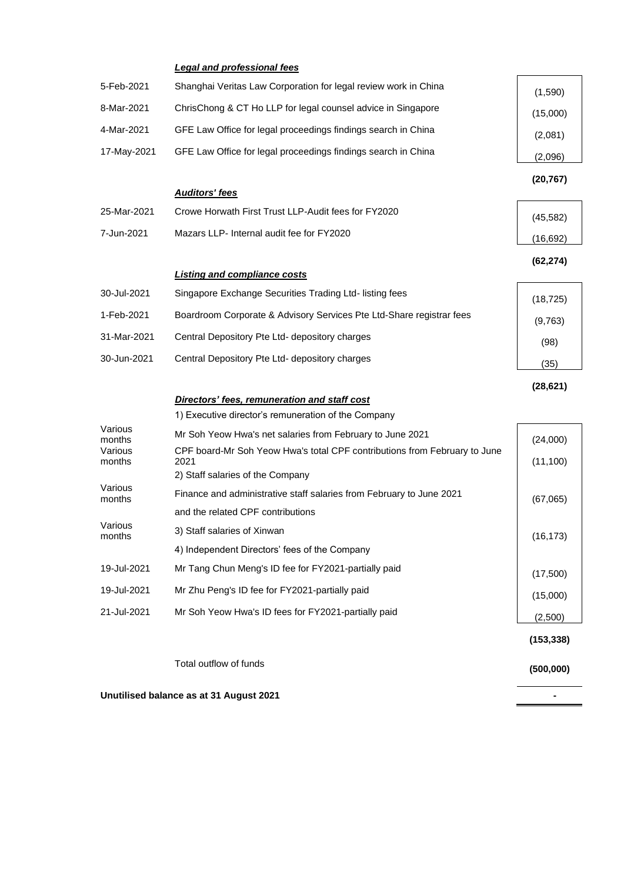| | ***Legal and professional fees*** | |
|---|---|---|
| 5-Feb-2021 | Shanghai Veritas Law Corporation for legal review work in China | (1,590) |
| 8-Mar-2021 | ChrisChong & CT Ho LLP for legal counsel advice in Singapore | (15,000) |
| 4-Mar-2021 | GFE Law Office for legal proceedings findings search in China | (2,081) |
| 17-May-2021 | GFE Law Office for legal proceedings findings search in China | (2,096) |
| | | **(20,767)** |
| | ***Auditors' fees*** | |
| 25-Mar-2021 | Crowe Horwath First Trust LLP-Audit fees for FY2020 | (45,582) |
| 7-Jun-2021 | Mazars LLP- Internal audit fee for FY2020 | (16,692) |
| | | **(62,274)** |
| | ***Listing and compliance costs*** | |
| 30-Jul-2021 | Singapore Exchange Securities Trading Ltd- listing fees | (18,725) |
| 1-Feb-2021 | Boardroom Corporate & Advisory Services Pte Ltd-Share registrar fees | (9,763) |
| 31-Mar-2021 | Central Depository Pte Ltd- depository charges | (98) |
| 30-Jun-2021 | Central Depository Pte Ltd- depository charges | (35) |
| | | **(28,621)** |
| | ***Directors' fees, remuneration and staff cost*** | |
| | 1) Executive director's remuneration of the Company | |
| Various months | Mr Soh Yeow Hwa's net salaries from February to June 2021 | (24,000) |
| Various months | CPF board-Mr Soh Yeow Hwa's total CPF contributions from February to June 2021 | (11,100) |
| | 2) Staff salaries of the Company | |
| Various months | Finance and administrative staff salaries from February to June 2021 and the related CPF contributions | (67,065) |
| Various months | 3) Staff salaries of Xinwan | (16,173) |
| | 4) Independent Directors' fees of the Company | |
| 19-Jul-2021 | Mr Tang Chun Meng's ID fee for FY2021-partially paid | (17,500) |
| 19-Jul-2021 | Mr Zhu Peng's ID fee for FY2021-partially paid | (15,000) |
| 21-Jul-2021 | Mr Soh Yeow Hwa's ID fees for FY2021-partially paid | (2,500) |
| | | **(153,338)** |
| | Total outflow of funds | **(500,000)** |
| **Unutilised balance as at 31 August 2021** | | **-** |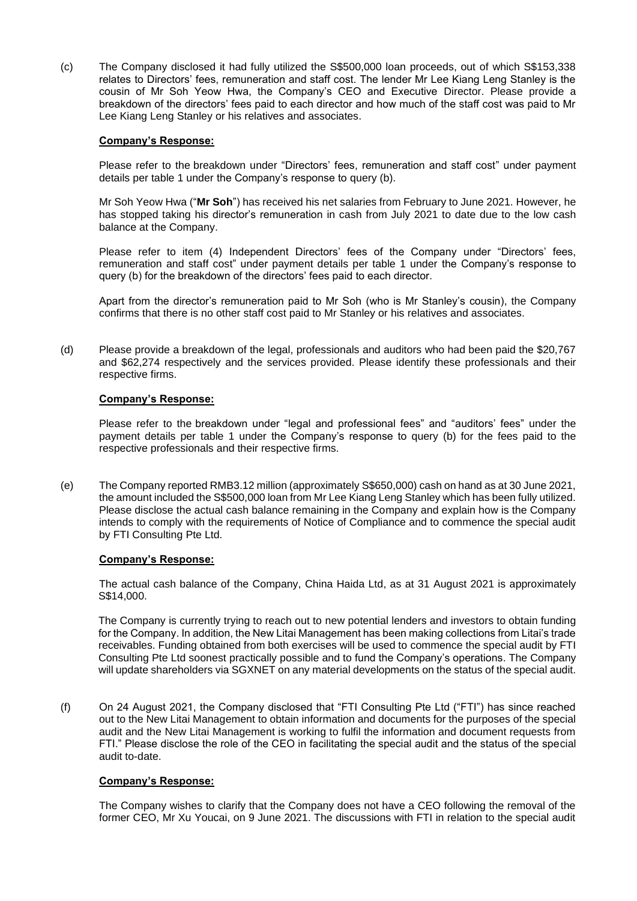(c) The Company disclosed it had fully utilized the S$500,000 loan proceeds, out of which S$153,338 relates to Directors' fees, remuneration and staff cost. The lender Mr Lee Kiang Leng Stanley is the cousin of Mr Soh Yeow Hwa, the Company's CEO and Executive Director. Please provide a breakdown of the directors' fees paid to each director and how much of the staff cost was paid to Mr Lee Kiang Leng Stanley or his relatives and associates.

**Company's Response:**

Please refer to the breakdown under "Directors' fees, remuneration and staff cost" under payment details per table 1 under the Company's response to query (b).

Mr Soh Yeow Hwa ("**Mr Soh**") has received his net salaries from February to June 2021. However, he has stopped taking his director's remuneration in cash from July 2021 to date due to the low cash balance at the Company.

Please refer to item (4) Independent Directors' fees of the Company under "Directors' fees, remuneration and staff cost" under payment details per table 1 under the Company's response to query (b) for the breakdown of the directors' fees paid to each director.

Apart from the director's remuneration paid to Mr Soh (who is Mr Stanley's cousin), the Company confirms that there is no other staff cost paid to Mr Stanley or his relatives and associates.

(d) Please provide a breakdown of the legal, professionals and auditors who had been paid the $20,767 and $62,274 respectively and the services provided. Please identify these professionals and their respective firms.

**Company's Response:**

Please refer to the breakdown under "legal and professional fees" and "auditors' fees" under the payment details per table 1 under the Company's response to query (b) for the fees paid to the respective professionals and their respective firms.

(e) The Company reported RMB3.12 million (approximately S$650,000) cash on hand as at 30 June 2021, the amount included the S$500,000 loan from Mr Lee Kiang Leng Stanley which has been fully utilized. Please disclose the actual cash balance remaining in the Company and explain how is the Company intends to comply with the requirements of Notice of Compliance and to commence the special audit by FTI Consulting Pte Ltd.

**Company's Response:**

The actual cash balance of the Company, China Haida Ltd, as at 31 August 2021 is approximately S$14,000.

The Company is currently trying to reach out to new potential lenders and investors to obtain funding for the Company. In addition, the New Litai Management has been making collections from Litai's trade receivables. Funding obtained from both exercises will be used to commence the special audit by FTI Consulting Pte Ltd soonest practically possible and to fund the Company's operations. The Company will update shareholders via SGXNET on any material developments on the status of the special audit.

(f) On 24 August 2021, the Company disclosed that "FTI Consulting Pte Ltd ("FTI") has since reached out to the New Litai Management to obtain information and documents for the purposes of the special audit and the New Litai Management is working to fulfil the information and document requests from FTI." Please disclose the role of the CEO in facilitating the special audit and the status of the special audit to-date.

**Company's Response:**

The Company wishes to clarify that the Company does not have a CEO following the removal of the former CEO, Mr Xu Youcai, on 9 June 2021. The discussions with FTI in relation to the special audit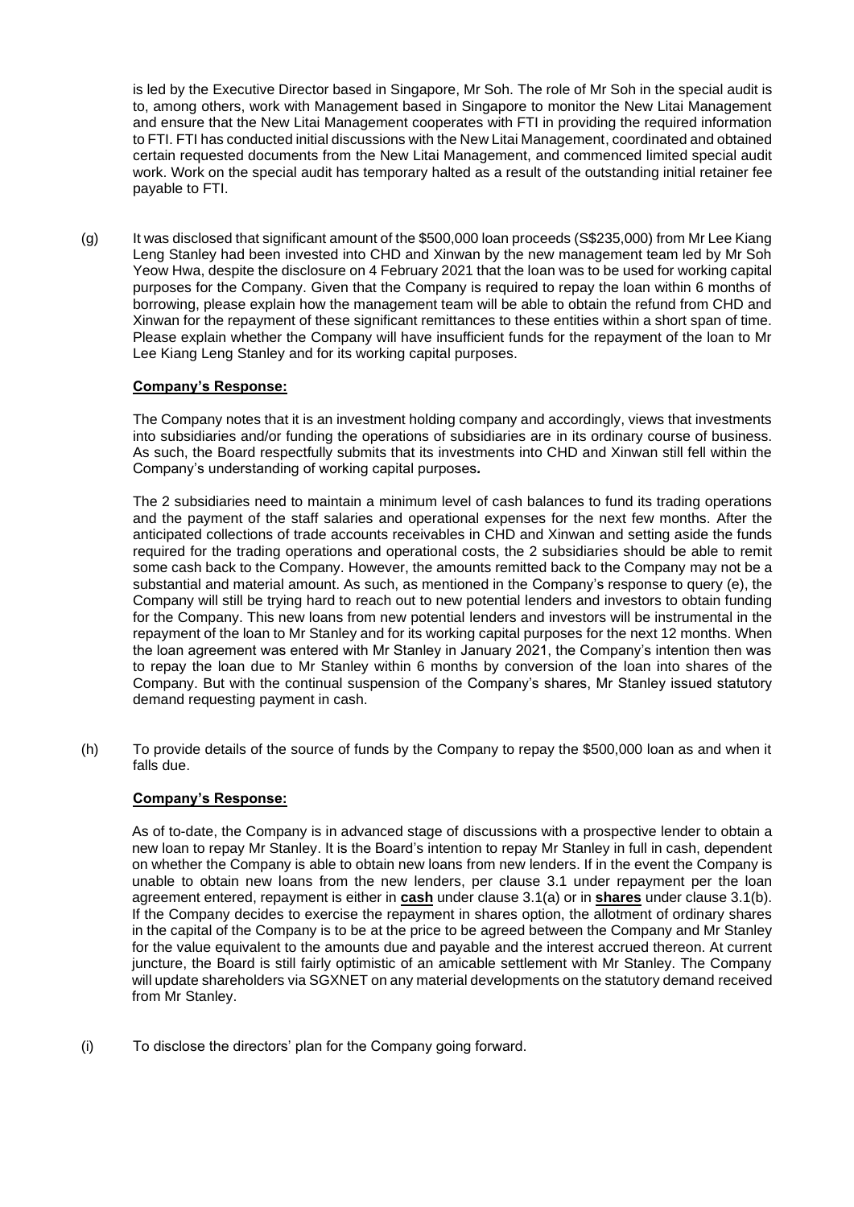is led by the Executive Director based in Singapore, Mr Soh. The role of Mr Soh in the special audit is to, among others, work with Management based in Singapore to monitor the New Litai Management and ensure that the New Litai Management cooperates with FTI in providing the required information to FTI. FTI has conducted initial discussions with the New Litai Management, coordinated and obtained certain requested documents from the New Litai Management, and commenced limited special audit work. Work on the special audit has temporary halted as a result of the outstanding initial retainer fee payable to FTI.

(g) It was disclosed that significant amount of the $500,000 loan proceeds (S$235,000) from Mr Lee Kiang Leng Stanley had been invested into CHD and Xinwan by the new management team led by Mr Soh Yeow Hwa, despite the disclosure on 4 February 2021 that the loan was to be used for working capital purposes for the Company. Given that the Company is required to repay the loan within 6 months of borrowing, please explain how the management team will be able to obtain the refund from CHD and Xinwan for the repayment of these significant remittances to these entities within a short span of time. Please explain whether the Company will have insufficient funds for the repayment of the loan to Mr Lee Kiang Leng Stanley and for its working capital purposes.

**Company's Response:**

The Company notes that it is an investment holding company and accordingly, views that investments into subsidiaries and/or funding the operations of subsidiaries are in its ordinary course of business. As such, the Board respectfully submits that its investments into CHD and Xinwan still fell within the Company's understanding of working capital purposes*.*

The 2 subsidiaries need to maintain a minimum level of cash balances to fund its trading operations and the payment of the staff salaries and operational expenses for the next few months. After the anticipated collections of trade accounts receivables in CHD and Xinwan and setting aside the funds required for the trading operations and operational costs, the 2 subsidiaries should be able to remit some cash back to the Company. However, the amounts remitted back to the Company may not be a substantial and material amount. As such, as mentioned in the Company's response to query (e), the Company will still be trying hard to reach out to new potential lenders and investors to obtain funding for the Company. This new loans from new potential lenders and investors will be instrumental in the repayment of the loan to Mr Stanley and for its working capital purposes for the next 12 months. When the loan agreement was entered with Mr Stanley in January 2021, the Company's intention then was to repay the loan due to Mr Stanley within 6 months by conversion of the loan into shares of the Company. But with the continual suspension of the Company's shares, Mr Stanley issued statutory demand requesting payment in cash.

(h) To provide details of the source of funds by the Company to repay the $500,000 loan as and when it falls due.

**Company's Response:**

As of to-date, the Company is in advanced stage of discussions with a prospective lender to obtain a new loan to repay Mr Stanley. It is the Board's intention to repay Mr Stanley in full in cash, dependent on whether the Company is able to obtain new loans from new lenders. If in the event the Company is unable to obtain new loans from the new lenders, per clause 3.1 under repayment per the loan agreement entered, repayment is either in **cash** under clause 3.1(a) or in **shares** under clause 3.1(b). If the Company decides to exercise the repayment in shares option, the allotment of ordinary shares in the capital of the Company is to be at the price to be agreed between the Company and Mr Stanley for the value equivalent to the amounts due and payable and the interest accrued thereon. At current juncture, the Board is still fairly optimistic of an amicable settlement with Mr Stanley. The Company will update shareholders via SGXNET on any material developments on the statutory demand received from Mr Stanley.

(i) To disclose the directors' plan for the Company going forward.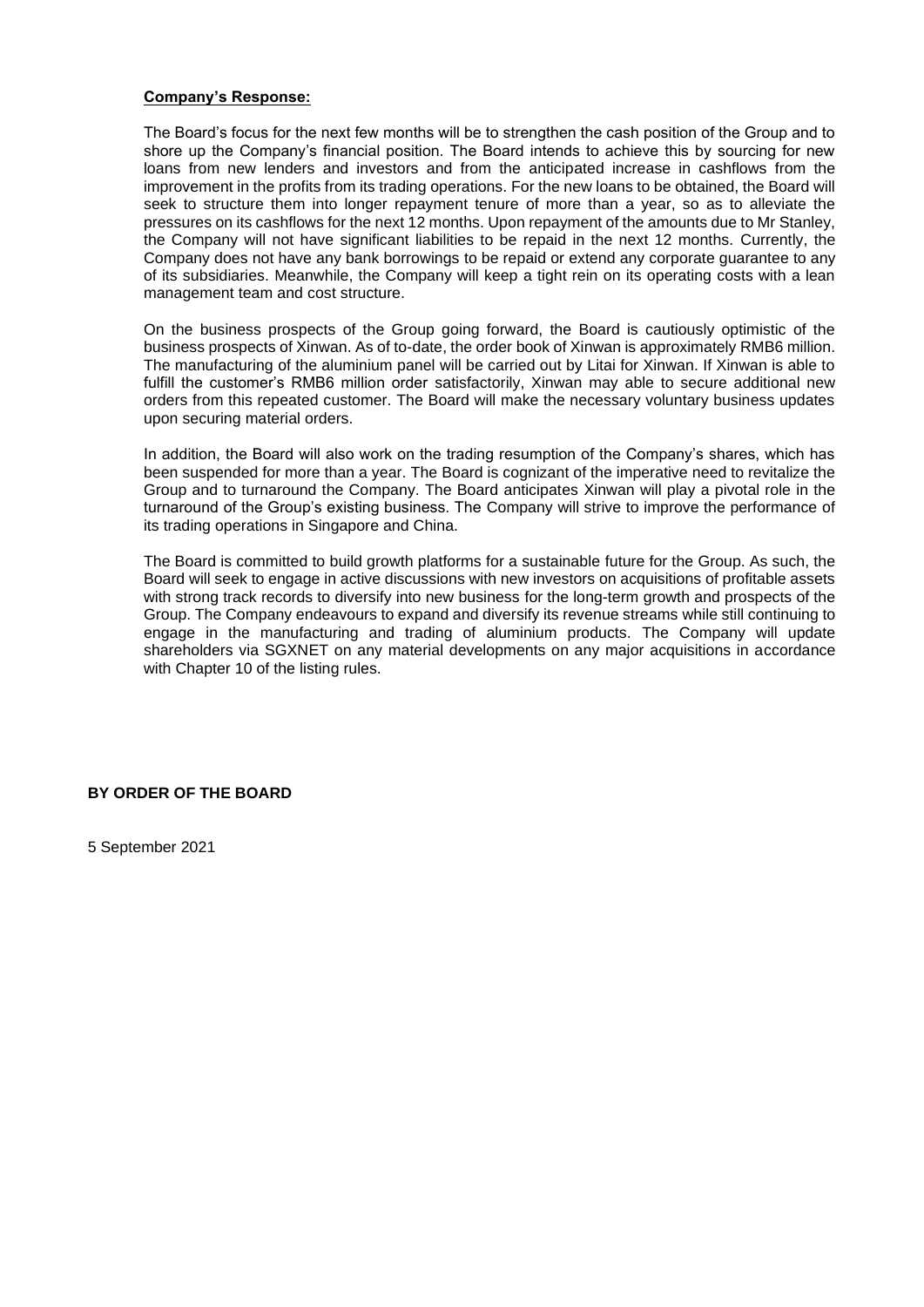**<u>Company's Response:</u>**

The Board's focus for the next few months will be to strengthen the cash position of the Group and to shore up the Company's financial position. The Board intends to achieve this by sourcing for new loans from new lenders and investors and from the anticipated increase in cashflows from the improvement in the profits from its trading operations. For the new loans to be obtained, the Board will seek to structure them into longer repayment tenure of more than a year, so as to alleviate the pressures on its cashflows for the next 12 months. Upon repayment of the amounts due to Mr Stanley, the Company will not have significant liabilities to be repaid in the next 12 months. Currently, the Company does not have any bank borrowings to be repaid or extend any corporate guarantee to any of its subsidiaries. Meanwhile, the Company will keep a tight rein on its operating costs with a lean management team and cost structure.

On the business prospects of the Group going forward, the Board is cautiously optimistic of the business prospects of Xinwan. As of to-date, the order book of Xinwan is approximately RMB6 million. The manufacturing of the aluminium panel will be carried out by Litai for Xinwan. If Xinwan is able to fulfill the customer's RMB6 million order satisfactorily, Xinwan may able to secure additional new orders from this repeated customer. The Board will make the necessary voluntary business updates upon securing material orders.

In addition, the Board will also work on the trading resumption of the Company's shares, which has been suspended for more than a year. The Board is cognizant of the imperative need to revitalize the Group and to turnaround the Company. The Board anticipates Xinwan will play a pivotal role in the turnaround of the Group's existing business. The Company will strive to improve the performance of its trading operations in Singapore and China.

The Board is committed to build growth platforms for a sustainable future for the Group. As such, the Board will seek to engage in active discussions with new investors on acquisitions of profitable assets with strong track records to diversify into new business for the long-term growth and prospects of the Group. The Company endeavours to expand and diversify its revenue streams while still continuing to engage in the manufacturing and trading of aluminium products. The Company will update shareholders via SGXNET on any material developments on any major acquisitions in accordance with Chapter 10 of the listing rules.

**BY ORDER OF THE BOARD**

5 September 2021